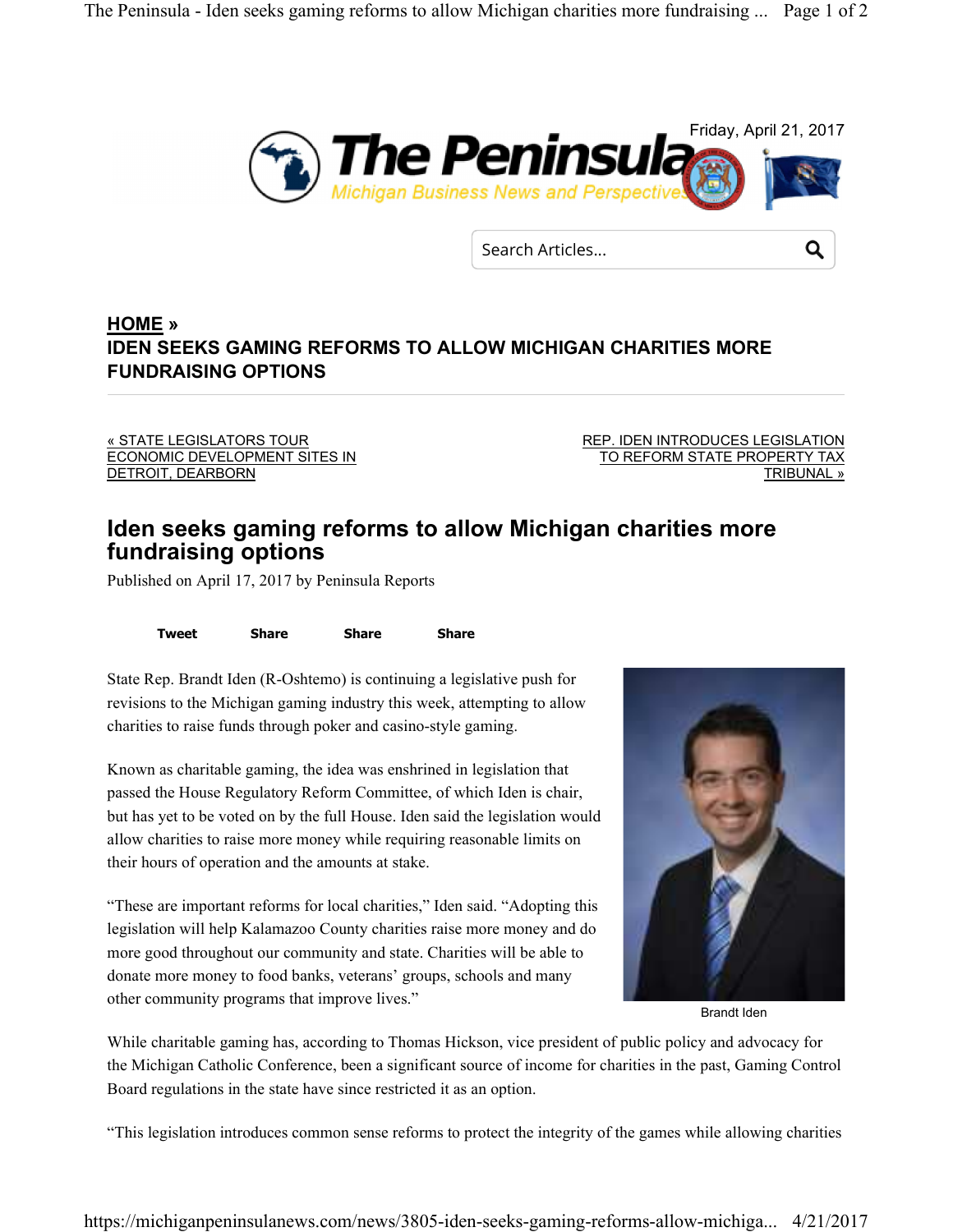Friday, April 21, 2017

# The Peninsula

Michigan Business News and Perspectives

Search Articles...

**HOME »**

**IDEN SEEKS GAMING REFORMS TO ALLOW MICHIGAN CHARITIES MORE FUNDRAISING OPTIONS**

« STATE LEGISLATORS TOUR ECONOMIC DEVELOPMENT SITES IN DETROIT, DEARBORN

REP. IDEN INTRODUCES LEGISLATION TO REFORM STATE PROPERTY TAX TRIBUNAL »

## Iden seeks gaming reforms to allow Michigan charities more fundraising options

Published on April 17, 2017 by Peninsula Reports

Tweet Share Share Share

State Rep. Brandt Iden (R-Oshtemo) is continuing a legislative push for revisions to the Michigan gaming industry this week, attempting to allow charities to raise funds through poker and casino-style gaming.

Known as charitable gaming, the idea was enshrined in legislation that passed the House Regulatory Reform Committee, of which Iden is chair, but has yet to be voted on by the full House. Iden said the legislation would allow charities to raise more money while requiring reasonable limits on their hours of operation and the amounts at stake.

"These are important reforms for local charities," Iden said. "Adopting this legislation will help Kalamazoo County charities raise more money and do more good throughout our community and state. Charities will be able to donate more money to food banks, veterans' groups, schools and many other community programs that improve lives."

Brandt Iden

While charitable gaming has, according to Thomas Hickson, vice president of public policy and advocacy for the Michigan Catholic Conference, been a significant source of income for charities in the past, Gaming Control Board regulations in the state have since restricted it as an option.

"This legislation introduces common sense reforms to protect the integrity of the games while allowing charities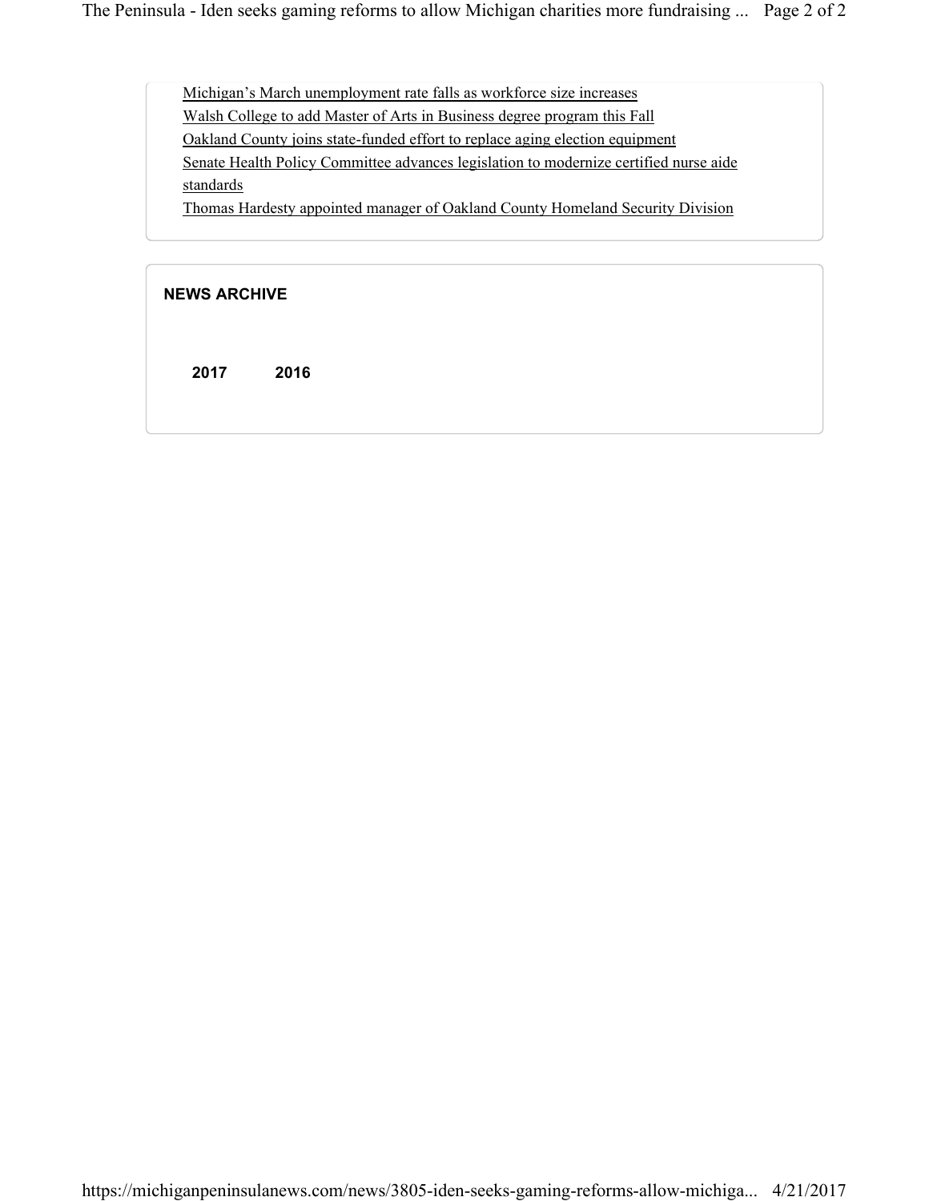Michigan's March unemployment rate falls as workforce size increases

Walsh College to add Master of Arts in Business degree program this Fall

Oakland County joins state-funded effort to replace aging election equipment

Senate Health Policy Committee advances legislation to modernize certified nurse aide standards

Thomas Hardesty appointed manager of Oakland County Homeland Security Division

**NEWS ARCHIVE**

**2017** **2016**